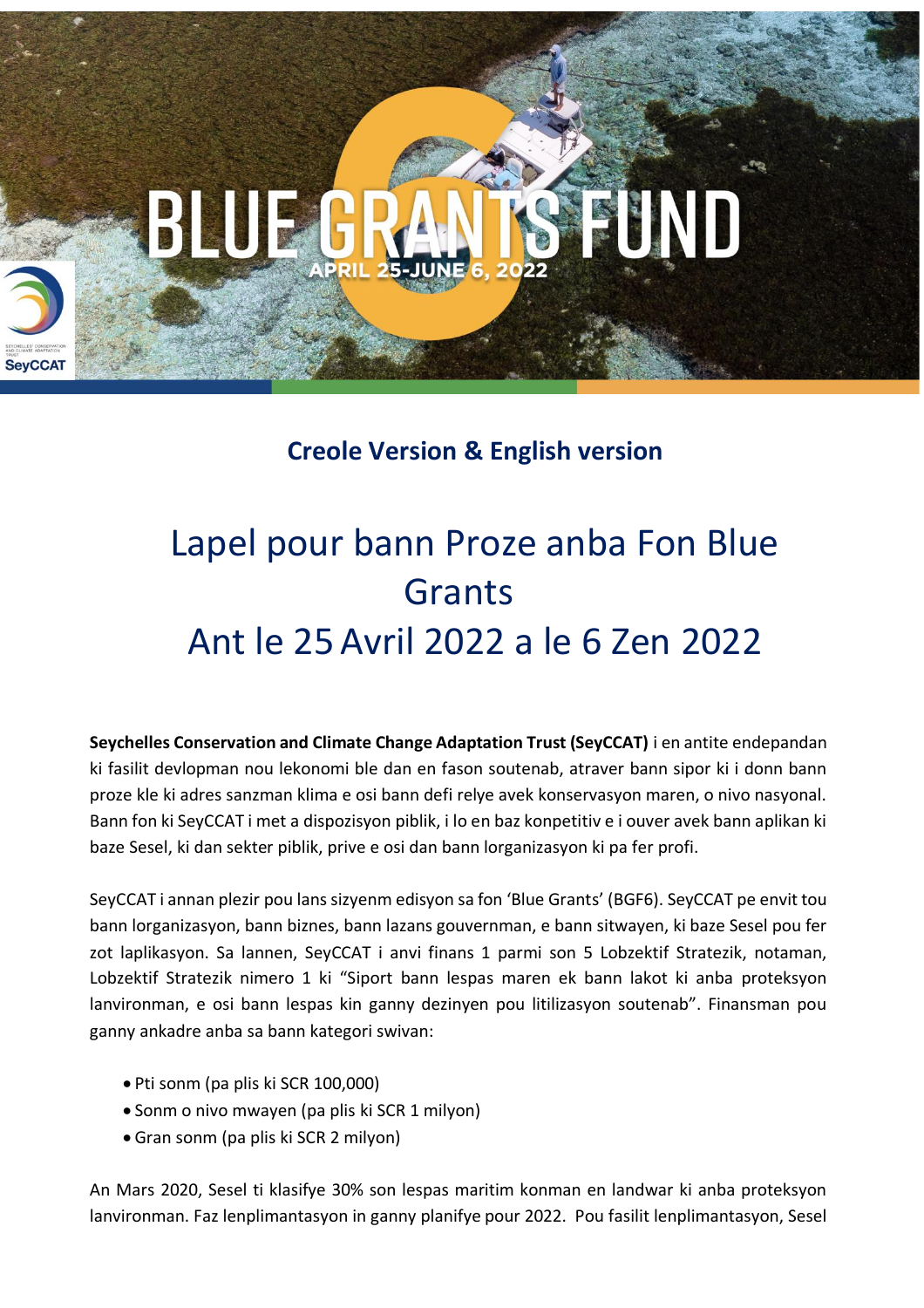# BLUE GRANTS FUND

APRIL 25-JUNE 6, 2022

**Creole Version & English version**

# Lapel pour bann Proze anba Fon Blue Grants
# Ant le 25 Avril 2022 a le 6 Zen 2022

**Seychelles Conservation and Climate Change Adaptation Trust (SeyCCAT)** i en antite endepandan ki fasilit devlopman nou lekonomi ble dan en fason soutenab, atraver bann sipor ki i donn bann proze kle ki adres sanzman klima e osi bann defi relye avek konservasyon maren, o nivo nasyonal. Bann fon ki SeyCCAT i met a dispozisyon piblik, i lo en baz konpetitiv e i ouver avek bann aplikan ki baze Sesel, ki dan sekter piblik, prive e osi dan bann lorganizasyon ki pa fer profi.

SeyCCAT i annan plezir pou lans sizyenm edisyon sa fon 'Blue Grants' (BGF6). SeyCCAT pe envit tou bann lorganizasyon, bann biznes, bann lazans gouvernman, e bann sitwayen, ki baze Sesel pou fer zot laplikasyon. Sa lannen, SeyCCAT i anvi finans 1 parmi son 5 Lobzektif Strategzik, notaman, Lobzektif Strategzik nimero 1 ki "Siport bann lespas maren ek bann lakot ki anba proteksyon lanvironman, e osi bann lespas kin ganny dezinyen pou litilizasyon soutenab". Finansman pou ganny ankadre anba sa bann kategori swivan:

- Pti sonm (pa plis ki SCR 100,000)
- Sonm o nivo mwayen (pa plis ki SCR 1 milyon)
- Gran sonm (pa plis ki SCR 2 milyon)

An Mars 2020, Sesel ti klasifye 30% son lespas maritim konman en landwar ki anba proteksyon lanvironman. Faz lenplimantasyon in ganny planifye pour 2022. Pou fasilit lenplimantasyon, Sesel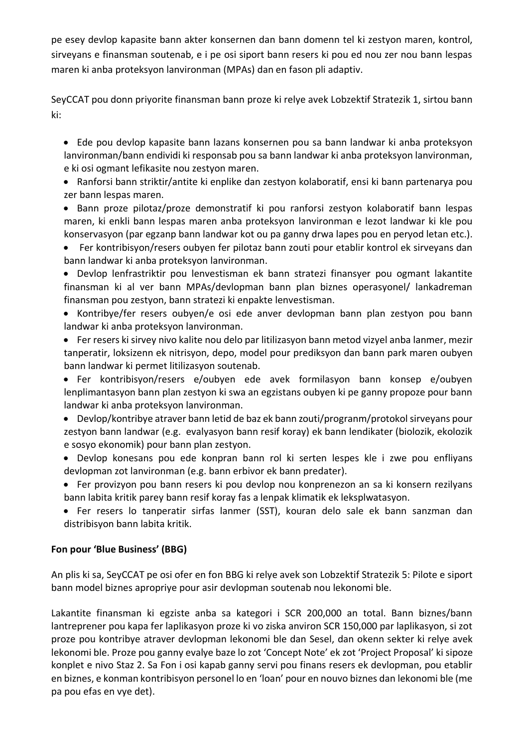pe esey devlop kapasite bann akter konsernen dan bann domenn tel ki zestyon maren, kontrol, sirveyans e finansman soutenab, e i pe osi siport bann resers ki pou ed nou zer nou bann lespas maren ki anba proteksyon lanvironman (MPAs) dan en fason pli adaptiv.

SeyCCAT pou donn priyorite finansman bann proze ki relye avek Lobzektif Stratezik 1, sirtou bann ki:

- Ede pou devlop kapasite bann lazans konsernen pou sa bann landwar ki anba proteksyon lanvironman/bann endividi ki responsab pou sa bann landwar ki anba proteksyon lanvironman, e ki osi ogmant lefikasite nou zestyon maren.
- Ranforsi bann striktir/antite ki enplike dan zestyon kolaboratif, ensi ki bann partenarya pou zer bann lespas maren.
- Bann proze pilotaz/proze demonstratif ki pou ranforsi zestyon kolaboratif bann lespas maren, ki enkli bann lespas maren anba proteksyon lanvironman e lezot landwar ki kle pou konservasyon (par egzanp bann landwar kot ou pa ganny drwa lapes pou en peryod letan etc.).
- Fer kontribisyon/resers oubyen fer pilotaz bann zouti pour etablir kontrol ek sirveyans dan bann landwar ki anba proteksyon lanvironman.
- Devlop lenfrastriktir pou lenvestisman ek bann stratezi finansyer pou ogmant lakantite finansman ki al ver bann MPAs/devlopman bann plan biznes operasyonel/ lankadreman finansman pou zestyon, bann stratezi ki enpakte lenvestisman.
- Kontribye/fer resers oubyen/e osi ede anver devlopman bann plan zestyon pou bann landwar ki anba proteksyon lanvironman.
- Fer resers ki sirvey nivo kalite nou delo par litilizasyon bann metod vizyel anba lanmer, mezir tanperatir, loksizenn ek nitrisyon, depo, model pour prediksyon dan bann park maren oubyen bann landwar ki permet litilizasyon soutenab.
- Fer kontribisyon/resers e/oubyen ede avek formilasyon bann konsep e/oubyen lenplimantasyon bann plan zestyon ki swa an egzistans oubyen ki pe ganny propoze pour bann landwar ki anba proteksyon lanvironman.
- Devlop/kontribye atraver bann letid de baz ek bann zouti/progranm/protokol sirveyans pour zestyon bann landwar (e.g. evalyasyon bann resif koray) ek bann lendikater (biolozik, ekolozik e sosyo ekonomik) pour bann plan zestyon.
- Devlop konesans pou ede konpran bann rol ki serten lespes kle i zwe pou enfliyans devlopman zot lanvironman (e.g. bann erbivor ek bann predater).
- Fer provizyon pou bann resers ki pou devlop nou konprenezon an sa ki konsern rezilyans bann labita kritik parey bann resif koray fas a lenpak klimatik ek leksplwatasyon.
- Fer resers lo tanperatir sirfas lanmer (SST), kouran delo sale ek bann sanzman dan distribisyon bann labita kritik.

**Fon pour 'Blue Business' (BBG)**

An plis ki sa, SeyCCAT pe osi ofer en fon BBG ki relye avek son Lobzektif Stratezik 5: Pilote e siport bann model biznes apropriye pour asir devlopman soutenab nou lekonomi ble.

Lakantite finansman ki egziste anba sa kategori i SCR 200,000 an total. Bann biznes/bann lantreprener pou kapa fer laplikasyon proze ki vo ziska anviron SCR 150,000 par laplikasyon, si zot proze pou kontribye atraver devlopman lekonomi ble dan Sesel, dan okenn sekter ki relye avek lekonomi ble. Proze pou ganny evalye baze lo zot 'Concept Note' ek zot 'Project Proposal' ki sipoze konplet e nivo Staz 2. Sa Fon i osi kapab ganny servi pou finans resers ek devlopman, pou etablir en biznes, e konman kontribisyon personel lo en 'loan' pour en nouvo biznes dan lekonomi ble (me pa pou efas en vye det).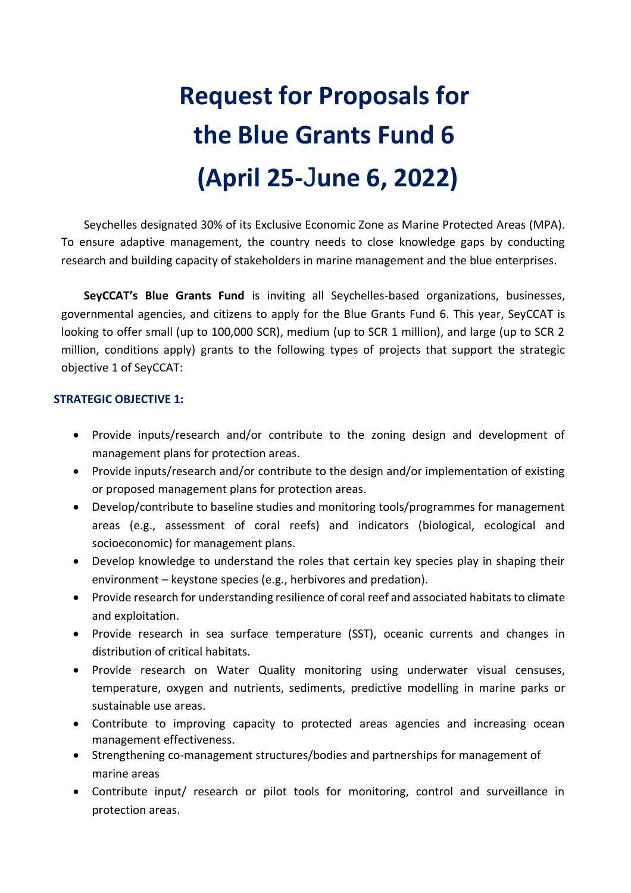# Request for Proposals for the Blue Grants Fund 6 (April 25-June 6, 2022)

Seychelles designated 30% of its Exclusive Economic Zone as Marine Protected Areas (MPA). To ensure adaptive management, the country needs to close knowledge gaps by conducting research and building capacity of stakeholders in marine management and the blue enterprises.

**SeyCCAT's Blue Grants Fund** is inviting all Seychelles-based organizations, businesses, governmental agencies, and citizens to apply for the Blue Grants Fund 6. This year, SeyCCAT is looking to offer small (up to 100,000 SCR), medium (up to SCR 1 million), and large (up to SCR 2 million, conditions apply) grants to the following types of projects that support the strategic objective 1 of SeyCCAT:

### STRATEGIC OBJECTIVE 1:

- Provide inputs/research and/or contribute to the zoning design and development of management plans for protection areas.
- Provide inputs/research and/or contribute to the design and/or implementation of existing or proposed management plans for protection areas.
- Develop/contribute to baseline studies and monitoring tools/programmes for management areas (e.g., assessment of coral reefs) and indicators (biological, ecological and socioeconomic) for management plans.
- Develop knowledge to understand the roles that certain key species play in shaping their environment – keystone species (e.g., herbivores and predation).
- Provide research for understanding resilience of coral reef and associated habitats to climate and exploitation.
- Provide research in sea surface temperature (SST), oceanic currents and changes in distribution of critical habitats.
- Provide research on Water Quality monitoring using underwater visual censuses, temperature, oxygen and nutrients, sediments, predictive modelling in marine parks or sustainable use areas.
- Contribute to improving capacity to protected areas agencies and increasing ocean management effectiveness.
- Strengthening co-management structures/bodies and partnerships for management of marine areas
- Contribute input/ research or pilot tools for monitoring, control and surveillance in protection areas.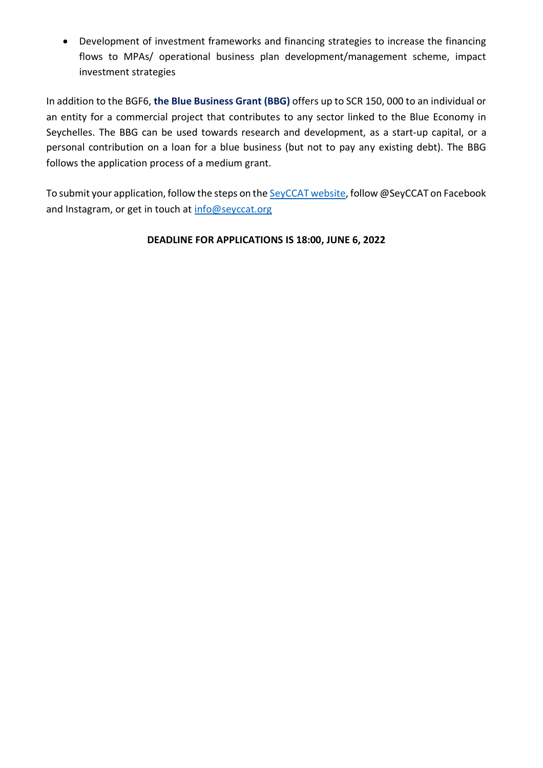- Development of investment frameworks and financing strategies to increase the financing flows to MPAs/ operational business plan development/management scheme, impact investment strategies

In addition to the BGF6, **the Blue Business Grant (BBG)** offers up to SCR 150, 000 to an individual or an entity for a commercial project that contributes to any sector linked to the Blue Economy in Seychelles. The BBG can be used towards research and development, as a start-up capital, or a personal contribution on a loan for a blue business (but not to pay any existing debt). The BBG follows the application process of a medium grant.

To submit your application, follow the steps on the SeyCCAT website, follow @SeyCCAT on Facebook and Instagram, or get in touch at info@seyccat.org

**DEADLINE FOR APPLICATIONS IS 18:00, JUNE 6, 2022**